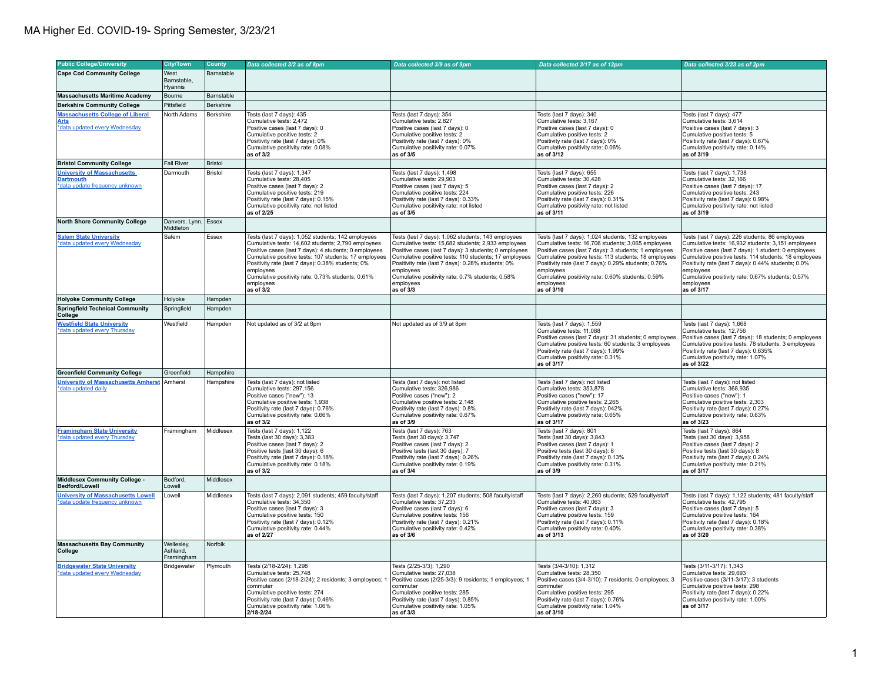# MA Higher Ed. COVID-19- Spring Semester, 3/23/21

| Public College/University | City/Town | County | Data collected 3/2 as of 8pm | Data collected 3/9 as of 9pm | Data collected 3/17 as of 12pm | Data collected 3/23 as of 2pm |
|---|---|---|---|---|---|---|
| **Cape Cod Community College** | West Barnstable, Hyannis | Barnstable | | | | |
| **Massachusetts Maritime Academy** | Bourne | Barnstable | | | | |
| **Berkshire Community College** | Pittsfield | Berkshire | | | | |
| **Massachusetts College of Liberal Arts** *data updated every Wednesday | North Adams | Berkshire | Tests (last 7 days): 435<br>Cumulative tests: 2,472<br>Positive cases (last 7 days): 0<br>Cumulative positive tests: 2<br>Positivity rate (last 7 days): 0%<br>Cumulative positivity rate: 0.08%<br>**as of 3/2** | Tests (last 7 days): 354<br>Cumulative tests: 2,827<br>Positive cases (last 7 days): 0<br>Cumulative positive tests: 2<br>Positivity rate (last 7 days): 0%<br>Cumulative positivity rate: 0.07%<br>**as of 3/5** | Tests (last 7 days): 340<br>Cumulative tests: 3,167<br>Positive cases (last 7 days): 0<br>Cumulative positive tests: 2<br>Positivity rate (last 7 days): 0%<br>Cumulative positivity rate: 0.06%<br>**as of 3/12** | Tests (last 7 days): 477<br>Cumulative tests: 3,614<br>Positive cases (last 7 days): 3<br>Cumulative positive tests: 5<br>Positivity rate (last 7 days): 0.67%<br>Cumulative positivity rate: 0.14%<br>**as of 3/19** |
| **Bristol Community College** | Fall River | Bristol | | | | |
| **University of Massachusetts Dartmouth** *data update frequency unknown | Darmouth | Bristol | Tests (last 7 days): 1,347<br>Cumulative tests: 28,405<br>Positive cases (last 7 days): 2<br>Cumulative positive tests: 219<br>Positivity rate (last 7 days): 0.15%<br>Cumulative positivity rate: not listed<br>**as of 2/25** | Tests (last 7 days): 1,498<br>Cumulative tests: 29,903<br>Positive cases (last 7 days): 5<br>Cumulative positive tests: 224<br>Positivity rate (last 7 days): 0.33%<br>Cumulative positivity rate: not listed<br>**as of 3/5** | Tests (last 7 days): 655<br>Cumulative tests: 30,428<br>Positive cases (last 7 days): 2<br>Cumulative positive tests: 226<br>Positivity rate (last 7 days): 0.31%<br>Cumulative positivity rate: not listed<br>**as of 3/11** | Tests (last 7 days): 1,738<br>Cumulative tests: 32,166<br>Positive cases (last 7 days): 17<br>Cumulative positive tests: 243<br>Positivity rate (last 7 days): 0.98%<br>Cumulative positivity rate: not listed<br>**as of 3/19** |
| **North Shore Community College** | Danvers, Lynn, Middleton | Essex | | | | |
| **Salem State University** *data updated every Wednesday | Salem | Essex | Tests (last 7 days): 1,052 students; 142 employees<br>Cumulative tests: 14,602 students; 2,790 employees<br>Positive cases (last 7 days): 4 students; 0 employees<br>Cumulative positive tests: 107 students; 17 employees<br>Positivity rate (last 7 days): 0.38% students; 0% employees<br>Cumulative positivity rate: 0.73% students; 0.61% employees<br>**as of 3/2** | Tests (last 7 days): 1,062 students; 143 employees<br>Cumulative tests: 15,682 students; 2,933 employees<br>Positive cases (last 7 days): 3 students; 0 employees<br>Cumulative positive tests: 110 students; 17 employees<br>Positivity rate (last 7 days): 0.28% students; 0% employees<br>Cumulative positivity rate: 0.7% students; 0.58% employees<br>**as of 3/3** | Tests (last 7 days): 1,024 students; 132 employees<br>Cumulative tests: 16,706 students; 3,065 employees<br>Positive cases (last 7 days): 3 students; 1 employees<br>Cumulative positive tests: 113 students; 18 employees<br>Positivity rate (last 7 days): 0.29% students; 0.76% employees<br>Cumulative positivity rate: 0.60% students; 0.59% employees<br>**as of 3/10** | Tests (last 7 days): 226 students; 86 employees<br>Cumulative tests: 16,932 students; 3,151 employees<br>Positive cases (last 7 days): 1 student; 0 employees<br>Cumulative positive tests: 114 students; 18 employees<br>Positivity rate (last 7 days): 0.44% students; 0.0% employees<br>Cumulative positivity rate: 0.67% students; 0.57% employees<br>**as of 3/17** |
| **Holyoke Community College** | Holyoke | Hampden | | | | |
| **Springfield Technical Community College** | Springfield | Hampden | | | | |
| **Westfield State University** *data updated every Thursday | Westfield | Hampden | Not updated as of 3/2 at 8pm | Not updated as of 3/9 at 8pm | Tests (last 7 days): 1,559<br>Cumulative tests: 11,088<br>Positive cases (last 7 days): 31 students; 0 employees<br>Cumulative positive tests: 60 students; 3 employees<br>Positivity rate (last 7 days): 1.99%<br>Cumulative positivity rate: 0.31%<br>**as of 3/17** | Tests (last 7 days): 1,668<br>Cumulative tests: 12,756<br>Positive cases (last 7 days): 18 students; 0 employees<br>Cumulative positive tests: 78 students; 3 employees<br>Positivity rate (last 7 days): 0.635%<br>Cumulative positivity rate: 1.07%<br>**as of 3/22** |
| **Greenfield Community College** | Greenfield | Hampshire | | | | |
| **University of Massachusetts Amherst** *data updated daily | Amherst | Hampshire | Tests (last 7 days): not listed<br>Cumulative tests: 297,156<br>Positive cases ("new"): 13<br>Cumulative positive tests: 1,938<br>Positivity rate (last 7 days): 0.76%<br>Cumulative positivity rate: 0.66%<br>**as of 3/2** | Tests (last 7 days): not listed<br>Cumulative tests: 326,986<br>Positive cases ("new"): 2<br>Cumulative positive tests: 2,148<br>Positivity rate (last 7 days): 0.8%<br>Cumulative positivity rate: 0.67%<br>**as of 3/9** | Tests (last 7 days): not listed<br>Cumulative tests: 353,878<br>Positive cases ("new"): 17<br>Cumulative positive tests: 2,265<br>Positivity rate (last 7 days): 042%<br>Cumulative positivity rate: 0.65%<br>**as of 3/17** | Tests (last 7 days): not listed<br>Cumulative tests: 368,935<br>Positive cases ("new"): 1<br>Cumulative positive tests: 2,303<br>Positivity rate (last 7 days): 0.27%<br>Cumulative positivity rate: 0.63%<br>**as of 3/23** |
| **Framingham State University** *data updated every Thursday | Framingham | Middlesex | Tests (last 7 days): 1,122<br>Tests (last 30 days): 3,383<br>Positive cases (last 7 days): 2<br>Positive tests (last 30 days): 6<br>Positivity rate (last 7 days): 0.18%<br>Cumulative positivity rate: 0.18%<br>**as of 3/2** | Tests (last 7 days): 763<br>Tests (last 30 days): 3,747<br>Positive cases (last 7 days): 2<br>Positive tests (last 30 days): 7<br>Positivity rate (last 7 days): 0.26%<br>Cumulative positivity rate: 0.19%<br>**as of 3/4** | Tests (last 7 days): 801<br>Tests (last 30 days): 3,843<br>Positive cases (last 7 days): 1<br>Positive tests (last 30 days): 8<br>Positivity rate (last 7 days): 0.13%<br>Cumulative positivity rate: 0.31%<br>**as of 3/9** | Tests (last 7 days): 864<br>Tests (last 30 days): 3,958<br>Positive cases (last 7 days): 2<br>Positive tests (last 30 days): 8<br>Positivity rate (last 7 days): 0.24%<br>Cumulative positivity rate: 0.21%<br>**as of 3/17** |
| **Middlesex Community College - Bedford/Lowell** | Bedford, Lowell | Middlesex | | | | |
| **University of Massachusetts Lowell** *data update frequency unknown | Lowell | Middlesex | Tests (last 7 days): 2,091 students; 459 faculty/staff<br>Cumulative tests: 34,350<br>Positive cases (last 7 days): 3<br>Cumulative positive tests: 150<br>Positivity rate (last 7 days): 0.12%<br>Cumulative positivity rate: 0.44%<br>**as of 2/27** | Tests (last 7 days): 1,207 students; 508 faculty/staff<br>Cumulative tests: 37,233<br>Positive cases (last 7 days): 6<br>Cumulative positive tests: 156<br>Positivity rate (last 7 days): 0.21%<br>Cumulative positivity rate: 0.42%<br>**as of 3/6** | Tests (last 7 days): 2,260 students; 529 faculty/staff<br>Cumulative tests: 40,063<br>Positive cases (last 7 days): 3<br>Cumulative positive tests: 159<br>Positivity rate (last 7 days): 0.11%<br>Cumulative positivity rate: 0.40%<br>**as of 3/13** | Tests (last 7 days): 1,122 students; 481 faculty/staff<br>Cumulative tests: 42,795<br>Positive cases (last 7 days): 5<br>Cumulative positive tests: 164<br>Positivity rate (last 7 days): 0.18%<br>Cumulative positivity rate: 0.38%<br>**as of 3/20** |
| **Massachusetts Bay Community College** | Wellesley, Ashland, Framingham | Norfolk | | | | |
| **Bridgewater State University** *data updated every Wednesday | Bridgewater | Plymouth | Tests (2/18-2/24): 1,298<br>Cumulative tests: 25,748<br>Positive cases (2/18-2/24): 2 residents; 3 employees; 1 commuter<br>Cumulative positive tests: 274<br>Positivity rate (last 7 days): 0.46%<br>Cumulative positivity rate: 1.06%<br>**2/18-2/24** | Tests (2/25-3/3): 1,290<br>Cumulative tests: 27,038<br>Positive cases (2/25-3/3): 9 residents; 1 employees; 1 commuter<br>Cumulative positive tests: 285<br>Positivity rate (last 7 days): 0.85%<br>Cumulative positivity rate: 1.05%<br>**as of 3/3** | Tests (3/4-3/10): 1,312<br>Cumulative tests: 28,350<br>Positive cases (3/4-3/10): 7 residents; 0 employees; 3 commuter<br>Cumulative positive tests: 295<br>Positivity rate (last 7 days): 0.76%<br>Cumulative positivity rate: 1.04%<br>**as of 3/10** | Tests (3/11-3/17): 1,343<br>Cumulative tests: 29,693<br>Positive cases (3/11-3/17): 3 students<br>Cumulative positive tests: 298<br>Positivity rate (last 7 days): 0.22%<br>Cumulative positivity rate: 1.00%<br>**as of 3/17** |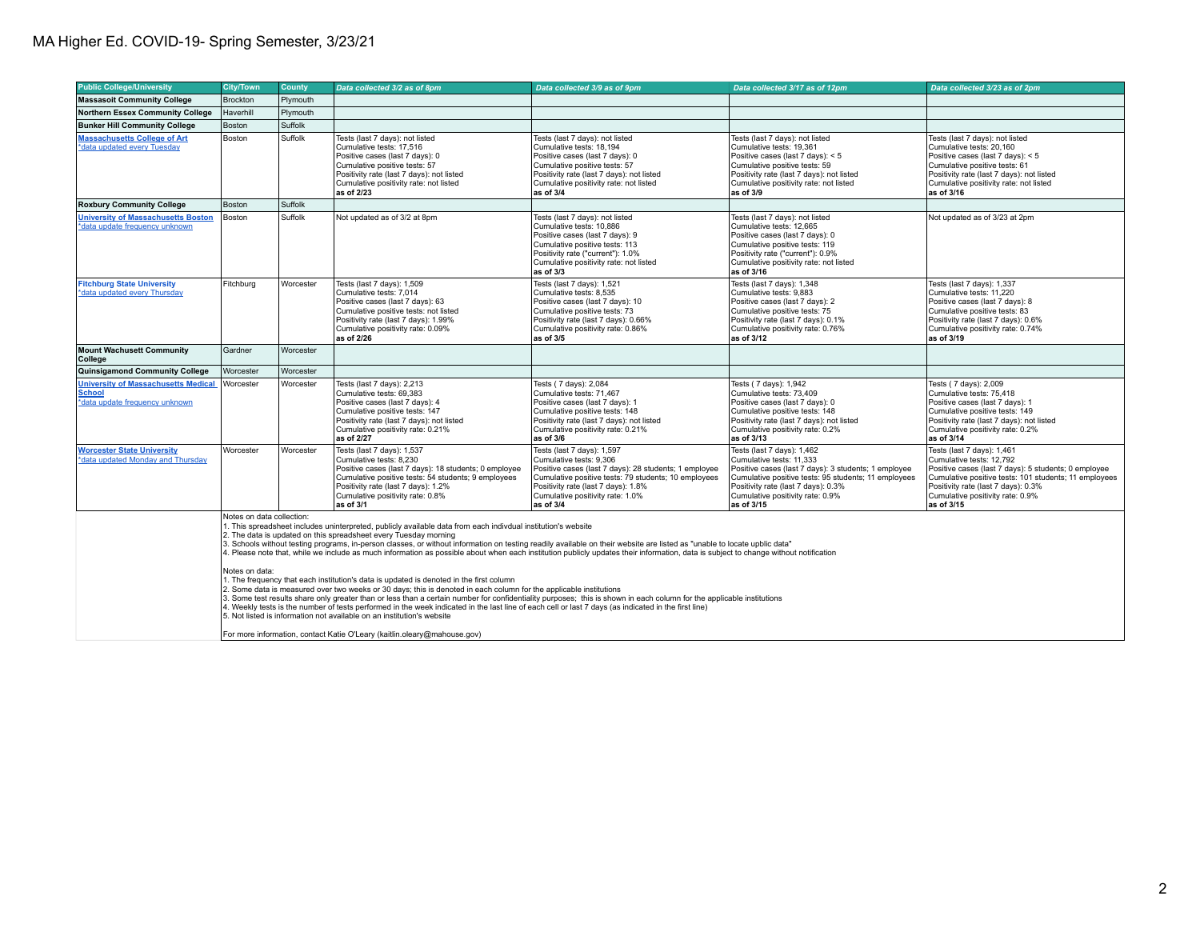# MA Higher Ed. COVID-19- Spring Semester, 3/23/21

| Public College/University | City/Town | County | *Data collected 3/2 as of 8pm* | *Data collected 3/9 as of 9pm* | *Data collected 3/17 as of 12pm* | *Data collected 3/23 as of 2pm* |
|---|---|---|---|---|---|---|
| **Massasoit Community College** | Brockton | Plymouth | | | | |
| **Northern Essex Community College** | Haverhill | Plymouth | | | | |
| **Bunker Hill Community College** | Boston | Suffolk | | | | |
| **Massachusetts College of Art**<br>*data updated every Tuesday | Boston | Suffolk | Tests (last 7 days): not listed<br>Cumulative tests: 17,516<br>Positive cases (last 7 days): 0<br>Cumulative positive tests: 57<br>Positivity rate (last 7 days): not listed<br>Cumulative positivity rate: not listed<br>**as of 2/23** | Tests (last 7 days): not listed<br>Cumulative tests: 18,194<br>Positive cases (last 7 days): 0<br>Cumulative positive tests: 57<br>Positivity rate (last 7 days): not listed<br>Cumulative positivity rate: not listed<br>**as of 3/4** | Tests (last 7 days): not listed<br>Cumulative tests: 19,361<br>Positive cases (last 7 days): < 5<br>Cumulative positive tests: 59<br>Positivity rate (last 7 days): not listed<br>Cumulative positivity rate: not listed<br>**as of 3/9** | Tests (last 7 days): not listed<br>Cumulative tests: 20,160<br>Positive cases (last 7 days): < 5<br>Cumulative positive tests: 61<br>Positivity rate (last 7 days): not listed<br>Cumulative positivity rate: not listed<br>**as of 3/16** |
| **Roxbury Community College** | Boston | Suffolk | | | | |
| **University of Massachusetts Boston**<br>*data update frequency unknown | Boston | Suffolk | Not updated as of 3/2 at 8pm | Tests (last 7 days): not listed<br>Cumulative tests: 10,886<br>Positive cases (last 7 days): 9<br>Cumulative positive tests: 113<br>Positivity rate ("current"): 1.0%<br>Cumulative positivity rate: not listed<br>**as of 3/3** | Tests (last 7 days): not listed<br>Cumulative tests: 12,665<br>Positive cases (last 7 days): 0<br>Cumulative positive tests: 119<br>Positivity rate ("current"): 0.9%<br>Cumulative positivity rate: not listed<br>**as of 3/16** | Not updated as of 3/23 at 2pm |
| **Fitchburg State University**<br>*data updated every Thursday | Fitchburg | Worcester | Tests (last 7 days): 1,509<br>Cumulative tests: 7,014<br>Positive cases (last 7 days): 63<br>Cumulative positive tests: not listed<br>Positivity rate (last 7 days): 1.99%<br>Cumulative positivity rate: 0.09%<br>**as of 2/26** | Tests (last 7 days): 1,521<br>Cumulative tests: 8,535<br>Positive cases (last 7 days): 10<br>Cumulative positive tests: 73<br>Positivity rate (last 7 days): 0.66%<br>Cumulative positivity rate: 0.86%<br>**as of 3/5** | Tests (last 7 days): 1,348<br>Cumulative tests: 9,883<br>Positive cases (last 7 days): 2<br>Cumulative positive tests: 75<br>Positivity rate (last 7 days): 0.1%<br>Cumulative positivity rate: 0.76%<br>**as of 3/12** | Tests (last 7 days): 1,337<br>Cumulative tests: 11,220<br>Positive cases (last 7 days): 8<br>Cumulative positive tests: 83<br>Positivity rate (last 7 days): 0.6%<br>Cumulative positivity rate: 0.74%<br>**as of 3/19** |
| **Mount Wachusett Community College** | Gardner | Worcester | | | | |
| **Quinsigamond Community College** | Worcester | Worcester | | | | |
| **University of Massachusetts Medical School**<br>*data update frequency unknown | Worcester | Worcester | Tests (last 7 days): 2,213<br>Cumulative tests: 69,383<br>Positive cases (last 7 days): 4<br>Cumulative positive tests: 147<br>Positivity rate (last 7 days): not listed<br>Cumulative positivity rate: 0.21%<br>**as of 2/27** | Tests ( 7 days): 2,084<br>Cumulative tests: 71,467<br>Positive cases (last 7 days): 1<br>Cumulative positive tests: 148<br>Positivity rate (last 7 days): not listed<br>Cumulative positivity rate: 0.21%<br>**as of 3/6** | Tests ( 7 days): 1,942<br>Cumulative tests: 73,409<br>Positive cases (last 7 days): 0<br>Cumulative positive tests: 148<br>Positivity rate (last 7 days): not listed<br>Cumulative positivity rate: 0.2%<br>**as of 3/13** | Tests ( 7 days): 2,009<br>Cumulative tests: 75,418<br>Positive cases (last 7 days): 1<br>Cumulative positive tests: 149<br>Positivity rate (last 7 days): not listed<br>Cumulative positivity rate: 0.2%<br>**as of 3/14** |
| **Worcester State University**<br>*data updated Monday and Thursday | Worcester | Worcester | Tests (last 7 days): 1,537<br>Cumulative tests: 8,230<br>Positive cases (last 7 days): 18 students; 0 employee<br>Cumulative positive tests: 54 students; 9 employees<br>Positivity rate (last 7 days): 1.2%<br>Cumulative positivity rate: 0.8%<br>**as of 3/1** | Tests (last 7 days): 1,597<br>Cumulative tests: 9,306<br>Positive cases (last 7 days): 28 students; 1 employee<br>Cumulative positive tests: 79 students; 10 employees<br>Positivity rate (last 7 days): 1.8%<br>Cumulative positivity rate: 1.0%<br>**as of 3/4** | Tests (last 7 days): 1,462<br>Cumulative tests: 11,333<br>Positive cases (last 7 days): 3 students; 1 employee<br>Cumulative positive tests: 95 students; 11 employees<br>Positivity rate (last 7 days): 0.3%<br>Cumulative positivity rate: 0.9%<br>**as of 3/15** | Tests (last 7 days): 1,461<br>Cumulative tests: 12,792<br>Positive cases (last 7 days): 5 students; 0 employee<br>Cumulative positive tests: 101 students; 11 employees<br>Positivity rate (last 7 days): 0.3%<br>Cumulative positivity rate: 0.9%<br>**as of 3/15** |

Notes on data collection:
1. This spreadsheet includes uninterpreted, publicly available data from each indivdual institution's website
2. The data is updated on this spreadsheet every Tuesday morning
3. Schools without testing programs, in-person classes, or without information on testing readily available on their website are listed as "unable to locate upblic data"
4. Please note that, while we include as much information as possible about when each institution publicly updates their information, data is subject to change without notification

Notes on data:
1. The frequency that each institution's data is updated is denoted in the first column
2. Some data is measured over two weeks or 30 days; this is denoted in each column for the applicable institutions
3. Some test results share only greater than or less than a certain number for confidentiality purposes; this is shown in each column for the applicable institutions
4. Weekly tests is the number of tests performed in the week indicated in the last line of each cell or last 7 days (as indicated in the first line)
5. Not listed is information not available on an institution's website

For more information, contact Katie O'Leary (kaitlin.oleary@mahouse.gov)